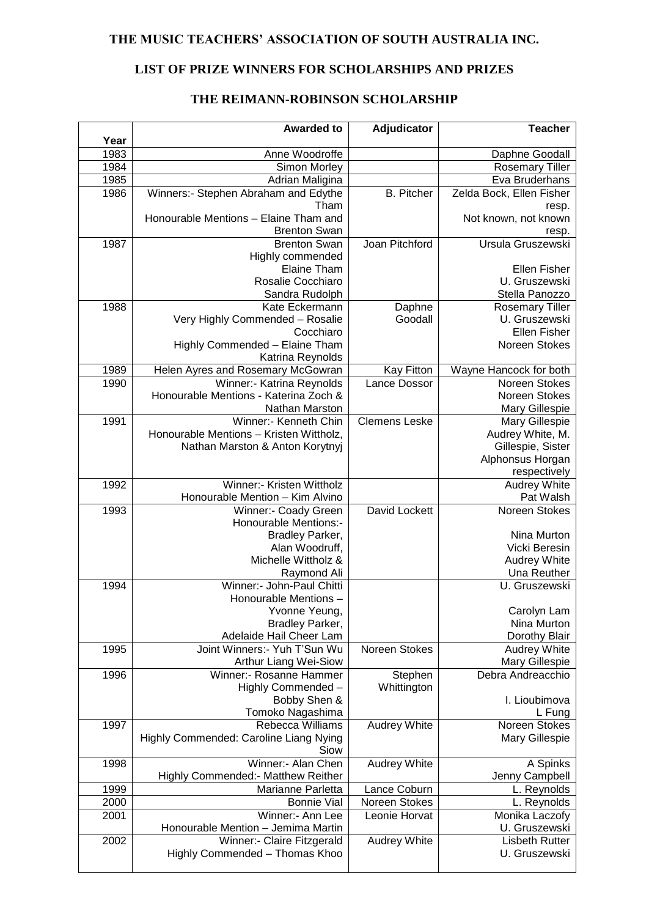# THE MUSIC TEACHERS' ASSOCIATION OF SOUTH AUSTRALIA INC.

## LIST OF PRIZE WINNERS FOR SCHOLARSHIPS AND PRIZES

### THE REIMANN-ROBINSON SCHOLARSHIP

| Year | Awarded to | Adjudicator | Teacher |
|---|---|---|---|
| 1983 | Anne Woodroffe | | Daphne Goodall |
| 1984 | Simon Morley | | Rosemary Tiller |
| 1985 | Adrian Maligina | | Eva Bruderhans |
| 1986 | Winners:- Stephen Abraham and Edythe Tham<br>Honourable Mentions – Elaine Tham and Brenton Swan | B. Pitcher | Zelda Bock, Ellen Fisher resp.<br>Not known, not known resp. |
| 1987 | Brenton Swan<br>Highly commended<br>Elaine Tham<br>Rosalie Cocchiaro<br>Sandra Rudolph | Joan Pitchford | Ursula Gruszewski<br><br>Ellen Fisher<br>U. Gruszewski<br>Stella Panozzo |
| 1988 | Kate Eckermann<br>Very Highly Commended – Rosalie Cocchiaro<br>Highly Commended – Elaine Tham<br>Katrina Reynolds | Daphne Goodall | Rosemary Tiller<br>U. Gruszewski<br>Ellen Fisher<br>Noreen Stokes |
| 1989 | Helen Ayres and Rosemary McGowran | Kay Fitton | Wayne Hancock for both |
| 1990 | Winner:- Katrina Reynolds<br>Honourable Mentions - Katerina Zoch & Nathan Marston | Lance Dossor | Noreen Stokes<br>Noreen Stokes<br>Mary Gillespie |
| 1991 | Winner:- Kenneth Chin<br>Honourable Mentions – Kristen Wittholz, Nathan Marston & Anton Korytnyj | Clemens Leske | Mary Gillespie<br>Audrey White, M. Gillespie, Sister Alphonsus Horgan respectively |
| 1992 | Winner:- Kristen Wittholz<br>Honourable Mention – Kim Alvino | | Audrey White<br>Pat Walsh |
| 1993 | Winner:- Coady Green<br>Honourable Mentions:-<br>Bradley Parker,<br>Alan Woodruff,<br>Michelle Wittholz &<br>Raymond Ali | David Lockett | Noreen Stokes<br><br>Nina Murton<br>Vicki Beresin<br>Audrey White<br>Una Reuther |
| 1994 | Winner:- John-Paul Chitti<br>Honourable Mentions –<br>Yvonne Yeung,<br>Bradley Parker,<br>Adelaide Hail Cheer Lam | | U. Gruszewski<br><br>Carolyn Lam<br>Nina Murton<br>Dorothy Blair |
| 1995 | Joint Winners:- Yuh T'Sun Wu<br>Arthur Liang Wei-Siow | Noreen Stokes | Audrey White<br>Mary Gillespie |
| 1996 | Winner:- Rosanne Hammer<br>Highly Commended –<br>Bobby Shen &<br>Tomoko Nagashima | Stephen Whittington | Debra Andreacchio<br><br>I. Lioubimova<br>L Fung |
| 1997 | Rebecca Williams<br>Highly Commended: Caroline Liang Nying Siow | Audrey White | Noreen Stokes<br>Mary Gillespie |
| 1998 | Winner:- Alan Chen<br>Highly Commended:- Matthew Reither | Audrey White | A Spinks<br>Jenny Campbell |
| 1999 | Marianne Parletta | Lance Coburn | L. Reynolds |
| 2000 | Bonnie Vial | Noreen Stokes | L. Reynolds |
| 2001 | Winner:- Ann Lee<br>Honourable Mention – Jemima Martin | Leonie Horvat | Monika Laczofy<br>U. Gruszewski |
| 2002 | Winner:- Claire Fitzgerald<br>Highly Commended – Thomas Khoo | Audrey White | Lisbeth Rutter<br>U. Gruszewski |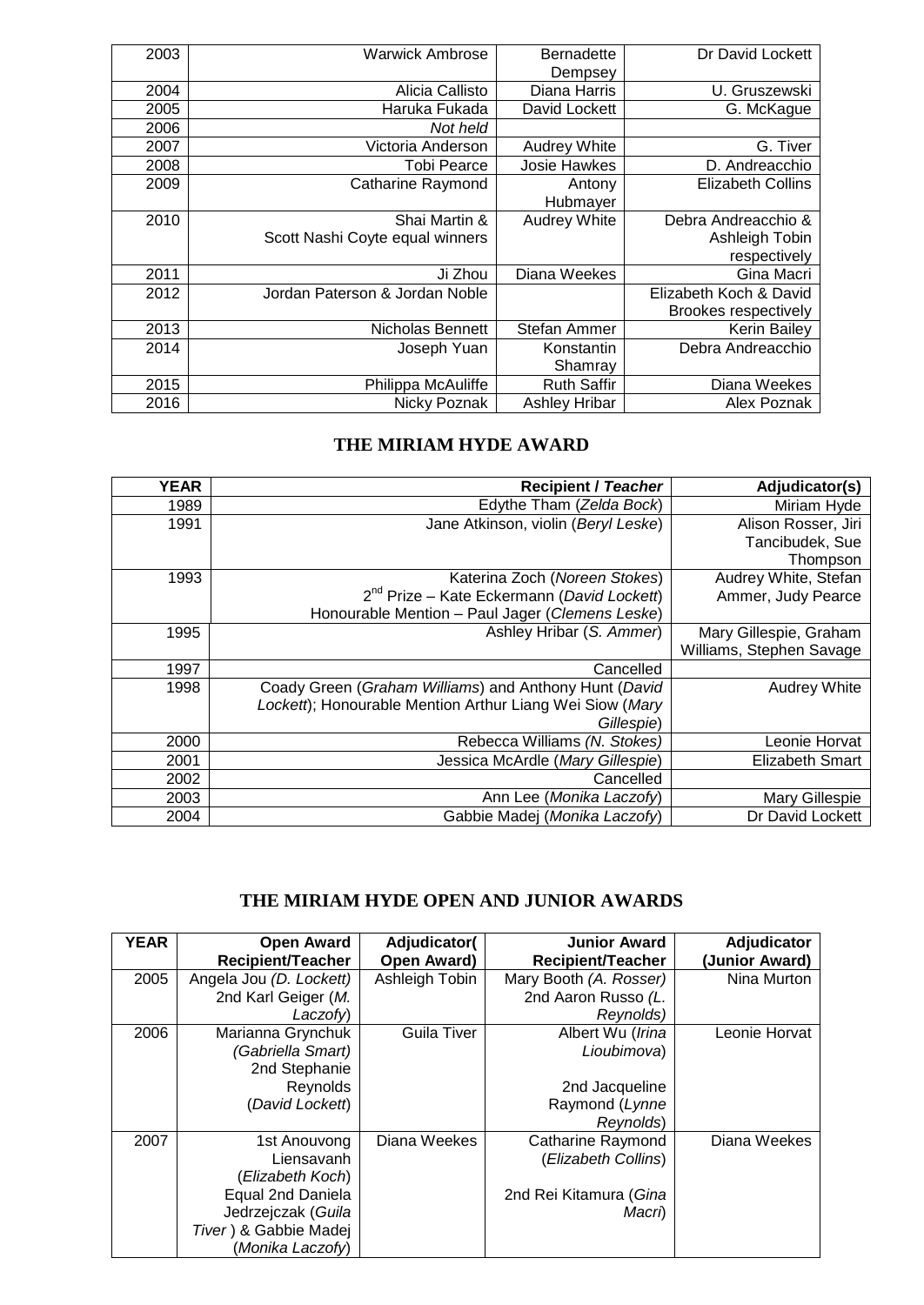| 2003 | Warwick Ambrose | Bernadette Dempsey | Dr David Lockett |
|---|---|---|---|
| 2004 | Alicia Callisto | Diana Harris | U. Gruszewski |
| 2005 | Haruka Fukada | David Lockett | G. McKague |
| 2006 | *Not held* | | |
| 2007 | Victoria Anderson | Audrey White | G. Tiver |
| 2008 | Tobi Pearce | Josie Hawkes | D. Andreacchio |
| 2009 | Catharine Raymond | Antony Hubmayer | Elizabeth Collins |
| 2010 | Shai Martin & Scott Nashi Coyte equal winners | Audrey White | Debra Andreacchio & Ashleigh Tobin respectively |
| 2011 | Ji Zhou | Diana Weekes | Gina Macri |
| 2012 | Jordan Paterson & Jordan Noble | | Elizabeth Koch & David Brookes respectively |
| 2013 | Nicholas Bennett | Stefan Ammer | Kerin Bailey |
| 2014 | Joseph Yuan | Konstantin Shamray | Debra Andreacchio |
| 2015 | Philippa McAuliffe | Ruth Saffir | Diana Weekes |
| 2016 | Nicky Poznak | Ashley Hribar | Alex Poznak |

## THE MIRIAM HYDE AWARD

| YEAR | Recipient / *Teacher* | Adjudicator(s) |
|---|---|---|
| 1989 | Edythe Tham (*Zelda Bock*) | Miriam Hyde |
| 1991 | Jane Atkinson, violin (*Beryl Leske*) | Alison Rosser, Jiri Tancibudek, Sue Thompson |
| 1993 | Katerina Zoch (*Noreen Stokes*)<br>2nd Prize – Kate Eckermann (*David Lockett*)<br>Honourable Mention – Paul Jager (*Clemens Leske*) | Audrey White, Stefan Ammer, Judy Pearce |
| 1995 | Ashley Hribar (*S. Ammer*) | Mary Gillespie, Graham Williams, Stephen Savage |
| 1997 | Cancelled | |
| 1998 | Coady Green (*Graham Williams*) and Anthony Hunt (*David Lockett*); Honourable Mention Arthur Liang Wei Siow (*Mary Gillespie*) | Audrey White |
| 2000 | Rebecca Williams (*N. Stokes*) | Leonie Horvat |
| 2001 | Jessica McArdle (*Mary Gillespie*) | Elizabeth Smart |
| 2002 | Cancelled | |
| 2003 | Ann Lee (*Monika Laczofy*) | Mary Gillespie |
| 2004 | Gabbie Madej (*Monika Laczofy*) | Dr David Lockett |

## THE MIRIAM HYDE OPEN AND JUNIOR AWARDS

| YEAR | Open Award Recipient/Teacher | Adjudicator( Open Award) | Junior Award Recipient/Teacher | Adjudicator (Junior Award) |
|---|---|---|---|---|
| 2005 | Angela Jou (*D. Lockett*)<br>2nd Karl Geiger (*M. Laczofy*) | Ashleigh Tobin | Mary Booth (*A. Rosser*)<br>2nd Aaron Russo (*L. Reynolds*) | Nina Murton |
| 2006 | Marianna Grynchuk (*Gabriella Smart*)<br>2nd Stephanie Reynolds (*David Lockett*) | Guila Tiver | Albert Wu (*Irina Lioubimova*)<br>2nd Jacqueline Raymond (*Lynne Reynolds*) | Leonie Horvat |
| 2007 | 1st Anouvong Liensavanh (*Elizabeth Koch*)<br>Equal 2nd Daniela Jedrzejczak (*Guila Tiver* ) & Gabbie Madej (*Monika Laczofy*) | Diana Weekes | Catharine Raymond (*Elizabeth Collins*)<br>2nd Rei Kitamura (*Gina Macri*) | Diana Weekes |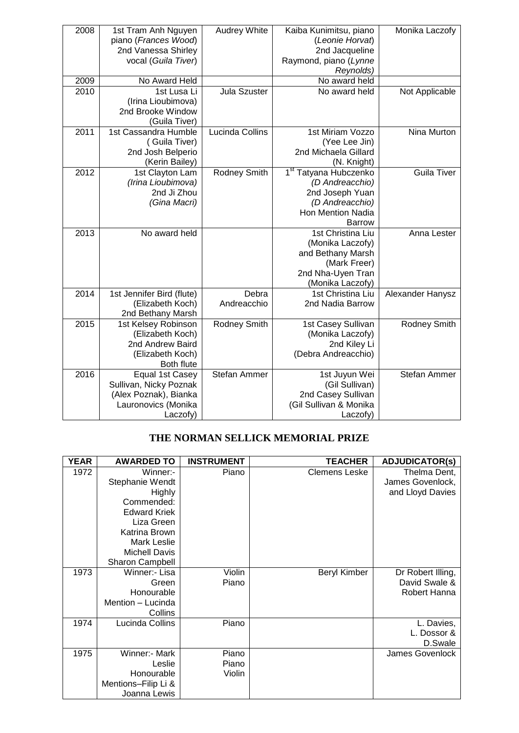| 2008 | 1st Tram Anh Nguyen piano (*Frances Wood*) 2nd Vanessa Shirley vocal (*Guila Tiver*) | Audrey White | Kaiba Kunimitsu, piano (*Leonie Horvat*) 2nd Jacqueline Raymond, piano (*Lynne Reynolds)* | Monika Laczofy |
|---|---|---|---|---|
| 2009 | No Award Held | | No award held | |
| 2010 | 1st Lusa Li (Irina Lioubimova) 2nd Brooke Window (Guila Tiver) | Jula Szuster | No award held | Not Applicable |
| 2011 | 1st Cassandra Humble ( Guila Tiver) 2nd Josh Belperio (Kerin Bailey) | Lucinda Collins | 1st Miriam Vozzo (Yee Lee Jin) 2nd Michaela Gillard (N. Knight) | Nina Murton |
| 2012 | 1st Clayton Lam *(Irina Lioubimova)* 2nd Ji Zhou *(Gina Macri)* | Rodney Smith | 1st Tatyana Hubczenko *(D Andreacchio)* 2nd Joseph Yuan *(D Andreacchio)* Hon Mention Nadia Barrow | Guila Tiver |
| 2013 | No award held | | 1st Christina Liu (Monika Laczofy) and Bethany Marsh (Mark Freer) 2nd Nha-Uyen Tran (Monika Laczofy) | Anna Lester |
| 2014 | 1st Jennifer Bird (flute) (Elizabeth Koch) 2nd Bethany Marsh | Debra Andreacchio | 1st Christina Liu 2nd Nadia Barrow | Alexander Hanysz |
| 2015 | 1st Kelsey Robinson (Elizabeth Koch) 2nd Andrew Baird (Elizabeth Koch) Both flute | Rodney Smith | 1st Casey Sullivan (Monika Laczofy) 2nd Kiley Li (Debra Andreacchio) | Rodney Smith |
| 2016 | Equal 1st Casey Sullivan, Nicky Poznak (Alex Poznak), Bianka Lauronovics (Monika Laczofy) | Stefan Ammer | 1st Juyun Wei (Gil Sullivan) 2nd Casey Sullivan (Gil Sullivan & Monika Laczofy) | Stefan Ammer |

## THE NORMAN SELLICK MEMORIAL PRIZE

| YEAR | AWARDED TO | INSTRUMENT | TEACHER | ADJUDICATOR(s) |
|---|---|---|---|---|
| 1972 | Winner:- Stephanie Wendt Highly Commended: Edward Kriek Liza Green Katrina Brown Mark Leslie Michell Davis Sharon Campbell | Piano | Clemens Leske | Thelma Dent, James Govenlock, and Lloyd Davies |
| 1973 | Winner:- Lisa Green Honourable Mention – Lucinda Collins | Violin Piano | Beryl Kimber | Dr Robert Illing, David Swale & Robert Hanna |
| 1974 | Lucinda Collins | Piano | | L. Davies, L. Dossor & D.Swale |
| 1975 | Winner:- Mark Leslie Honourable Mentions–Filip Li & Joanna Lewis | Piano Piano Violin | | James Govenlock |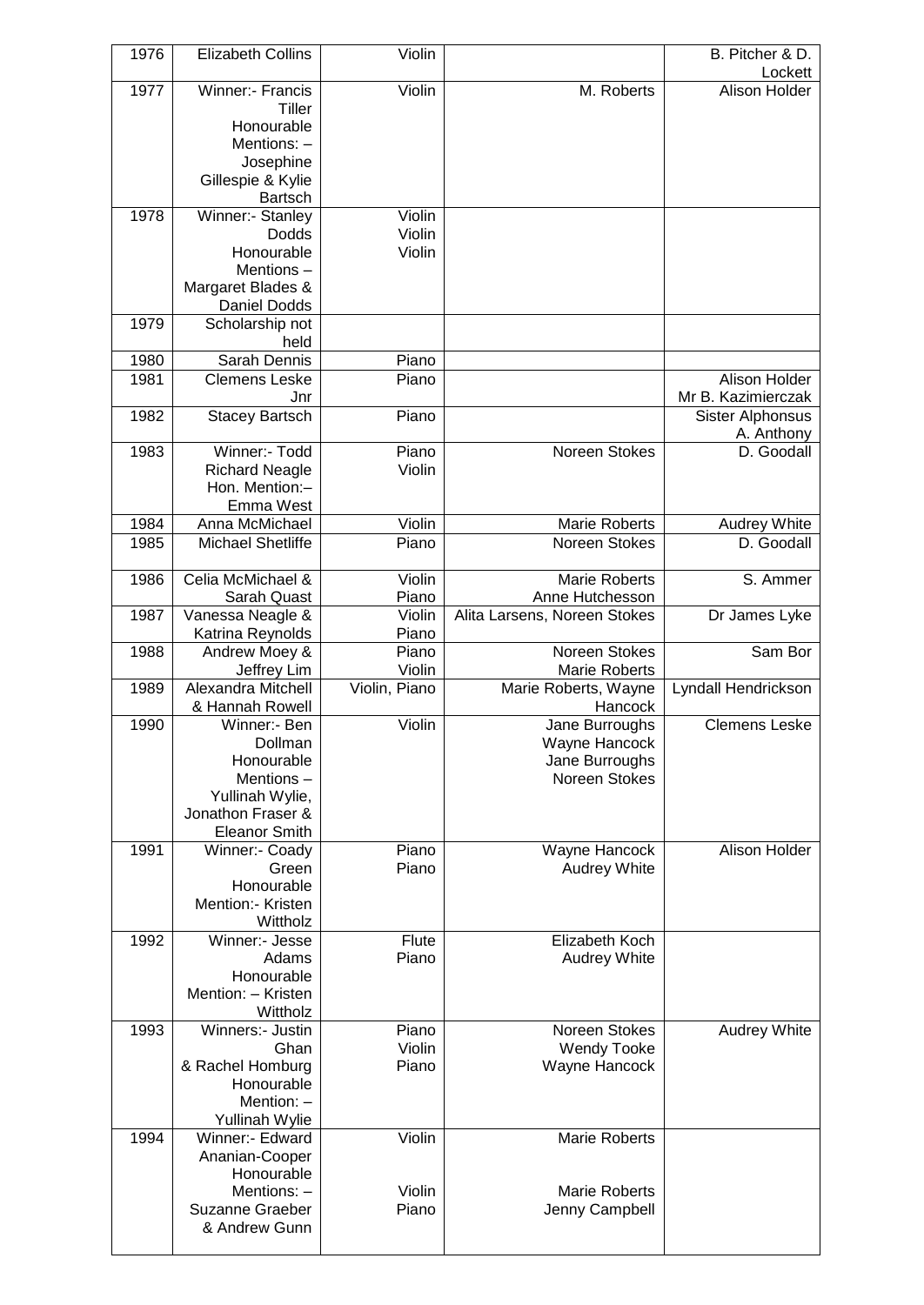| 1976 | Elizabeth Collins | Violin | | B. Pitcher & D. Lockett |
|---|---|---|---|---|
| 1977 | Winner:- Francis Tiller<br>Honourable Mentions: – Josephine Gillespie & Kylie Bartsch | Violin | M. Roberts | Alison Holder |
| 1978 | Winner:- Stanley Dodds<br>Honourable Mentions – Margaret Blades & Daniel Dodds | Violin<br>Violin<br>Violin | | |
| 1979 | Scholarship not held | | | |
| 1980 | Sarah Dennis | Piano | | |
| 1981 | Clemens Leske Jnr | Piano | | Alison Holder<br>Mr B. Kazimierczak |
| 1982 | Stacey Bartsch | Piano | | Sister Alphonsus<br>A. Anthony |
| 1983 | Winner:- Todd Richard Neagle<br>Hon. Mention:– Emma West | Piano<br>Violin | Noreen Stokes | D. Goodall |
| 1984 | Anna McMichael | Violin | Marie Roberts | Audrey White |
| 1985 | Michael Shetliffe | Piano | Noreen Stokes | D. Goodall |
| 1986 | Celia McMichael & Sarah Quast | Violin<br>Piano | Marie Roberts<br>Anne Hutchesson | S. Ammer |
| 1987 | Vanessa Neagle & Katrina Reynolds | Violin<br>Piano | Alita Larsens, Noreen Stokes | Dr James Lyke |
| 1988 | Andrew Moey & Jeffrey Lim | Piano<br>Violin | Noreen Stokes<br>Marie Roberts | Sam Bor |
| 1989 | Alexandra Mitchell & Hannah Rowell | Violin, Piano | Marie Roberts, Wayne Hancock | Lyndall Hendrickson |
| 1990 | Winner:- Ben Dollman<br>Honourable Mentions – Yullinah Wylie, Jonathon Fraser & Eleanor Smith | Violin | Jane Burroughs<br>Wayne Hancock<br>Jane Burroughs<br>Noreen Stokes | Clemens Leske |
| 1991 | Winner:- Coady Green<br>Honourable Mention:- Kristen Wittholz | Piano<br>Piano | Wayne Hancock<br>Audrey White | Alison Holder |
| 1992 | Winner:- Jesse Adams<br>Honourable Mention: – Kristen Wittholz | Flute<br>Piano | Elizabeth Koch<br>Audrey White | |
| 1993 | Winners:- Justin Ghan & Rachel Homburg<br>Honourable Mention: – Yullinah Wylie | Piano<br>Violin<br>Piano | Noreen Stokes<br>Wendy Tooke<br>Wayne Hancock | Audrey White |
| 1994 | Winner:- Edward Ananian-Cooper<br>Honourable Mentions: – Suzanne Graeber & Andrew Gunn | Violin<br>Violin<br>Piano | Marie Roberts<br>Marie Roberts<br>Jenny Campbell | |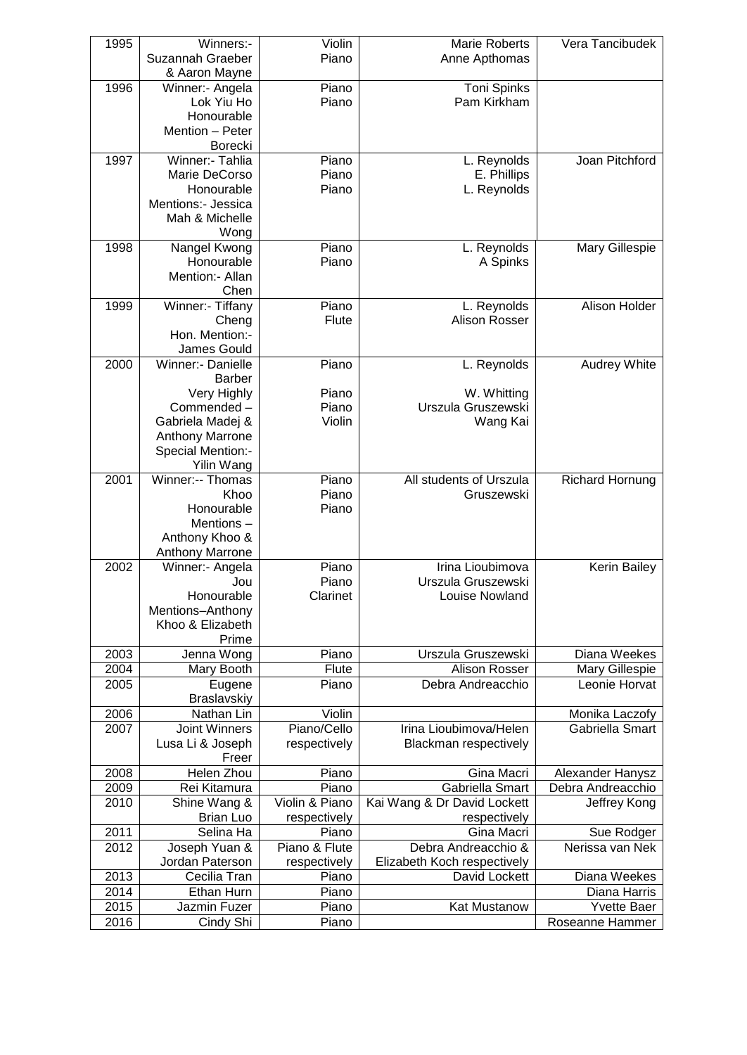| 1995 | Winners:- Suzannah Graeber & Aaron Mayne | Violin Piano | Marie Roberts Anne Apthomas | Vera Tancibudek |
|---|---|---|---|---|
| 1996 | Winner:- Angela Lok Yiu Ho Honourable Mention – Peter Borecki | Piano Piano | Toni Spinks Pam Kirkham | |
| 1997 | Winner:- Tahlia Marie DeCorso Honourable Mentions:- Jessica Mah & Michelle Wong | Piano Piano Piano | L. Reynolds E. Phillips L. Reynolds | Joan Pitchford |
| 1998 | Nangel Kwong Honourable Mention:- Allan Chen | Piano Piano | L. Reynolds A Spinks | Mary Gillespie |
| 1999 | Winner:- Tiffany Cheng Hon. Mention:- James Gould | Piano Flute | L. Reynolds Alison Rosser | Alison Holder |
| 2000 | Winner:- Danielle Barber Very Highly Commended – Gabriela Madej & Anthony Marrone Special Mention:- Yilin Wang | Piano Piano Piano Violin | L. Reynolds W. Whitting Urszula Gruszewski Wang Kai | Audrey White |
| 2001 | Winner:-- Thomas Khoo Honourable Mentions – Anthony Khoo & Anthony Marrone | Piano Piano Piano | All students of Urszula Gruszewski | Richard Hornung |
| 2002 | Winner:- Angela Jou Honourable Mentions–Anthony Khoo & Elizabeth Prime | Piano Piano Clarinet | Irina Lioubimova Urszula Gruszewski Louise Nowland | Kerin Bailey |
| 2003 | Jenna Wong | Piano | Urszula Gruszewski | Diana Weekes |
| 2004 | Mary Booth | Flute | Alison Rosser | Mary Gillespie |
| 2005 | Eugene Braslavskiy | Piano | Debra Andreacchio | Leonie Horvat |
| 2006 | Nathan Lin | Violin | | Monika Laczofy |
| 2007 | Joint Winners Lusa Li & Joseph Freer | Piano/Cello respectively | Irina Lioubimova/Helen Blackman respectively | Gabriella Smart |
| 2008 | Helen Zhou | Piano | Gina Macri | Alexander Hanysz |
| 2009 | Rei Kitamura | Piano | Gabriella Smart | Debra Andreacchio |
| 2010 | Shine Wang & Brian Luo | Violin & Piano respectively | Kai Wang & Dr David Lockett respectively | Jeffrey Kong |
| 2011 | Selina Ha | Piano | Gina Macri | Sue Rodger |
| 2012 | Joseph Yuan & Jordan Paterson | Piano & Flute respectively | Debra Andreacchio & Elizabeth Koch respectively | Nerissa van Nek |
| 2013 | Cecilia Tran | Piano | David Lockett | Diana Weekes |
| 2014 | Ethan Hurn | Piano | | Diana Harris |
| 2015 | Jazmin Fuzer | Piano | Kat Mustanow | Yvette Baer |
| 2016 | Cindy Shi | Piano | | Roseanne Hammer |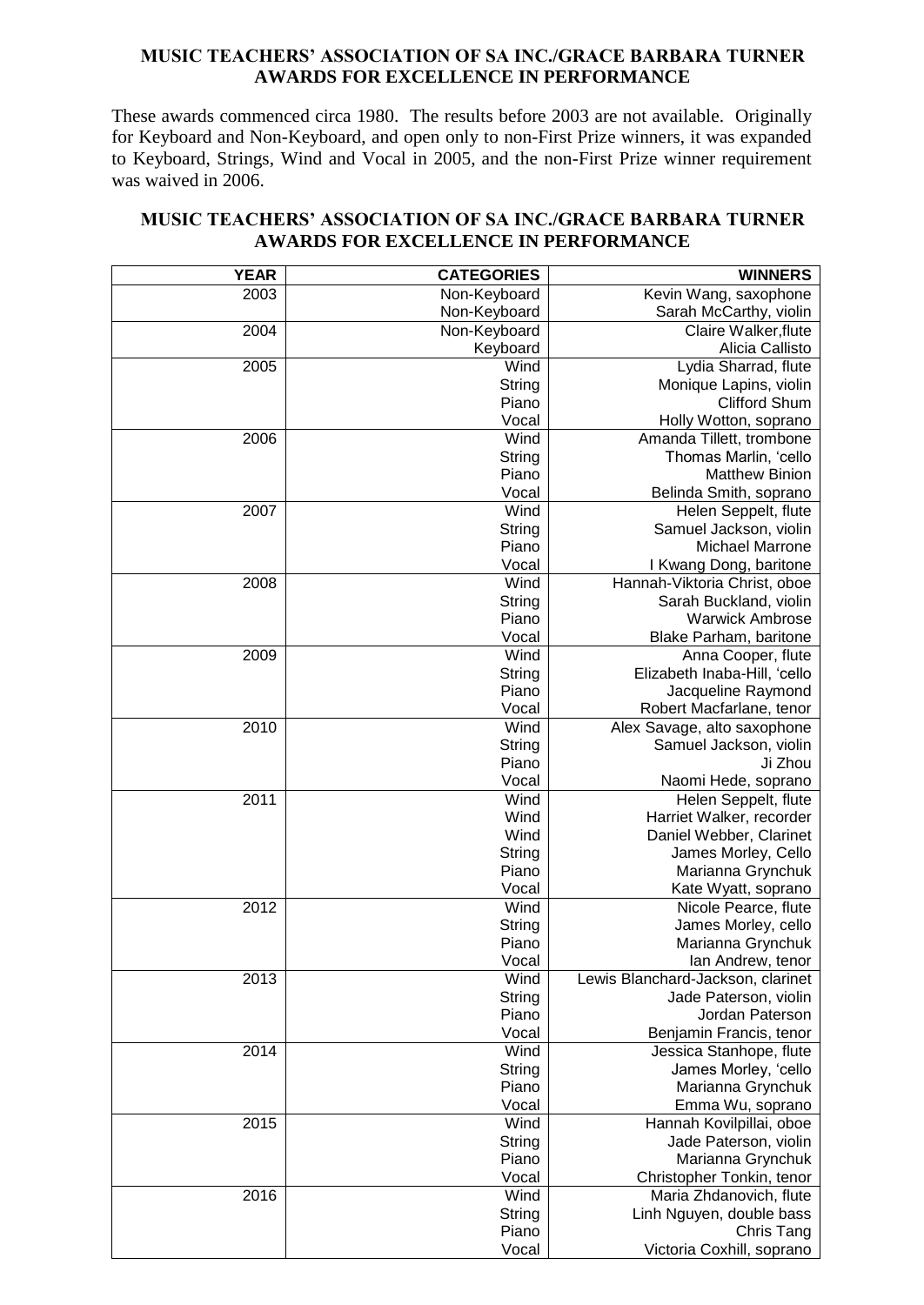**MUSIC TEACHERS' ASSOCIATION OF SA INC./GRACE BARBARA TURNER AWARDS FOR EXCELLENCE IN PERFORMANCE**

These awards commenced circa 1980. The results before 2003 are not available. Originally for Keyboard and Non-Keyboard, and open only to non-First Prize winners, it was expanded to Keyboard, Strings, Wind and Vocal in 2005, and the non-First Prize winner requirement was waived in 2006.

**MUSIC TEACHERS' ASSOCIATION OF SA INC./GRACE BARBARA TURNER AWARDS FOR EXCELLENCE IN PERFORMANCE**

| YEAR | CATEGORIES | WINNERS |
|---|---|---|
| 2003 | Non-Keyboard | Kevin Wang, saxophone |
| | Non-Keyboard | Sarah McCarthy, violin |
| 2004 | Non-Keyboard | Claire Walker,flute |
| | Keyboard | Alicia Callisto |
| 2005 | Wind | Lydia Sharrad, flute |
| | String | Monique Lapins, violin |
| | Piano | Clifford Shum |
| | Vocal | Holly Wotton, soprano |
| 2006 | Wind | Amanda Tillett, trombone |
| | String | Thomas Marlin, 'cello |
| | Piano | Matthew Binion |
| | Vocal | Belinda Smith, soprano |
| 2007 | Wind | Helen Seppelt, flute |
| | String | Samuel Jackson, violin |
| | Piano | Michael Marrone |
| | Vocal | I Kwang Dong, baritone |
| 2008 | Wind | Hannah-Viktoria Christ, oboe |
| | String | Sarah Buckland, violin |
| | Piano | Warwick Ambrose |
| | Vocal | Blake Parham, baritone |
| 2009 | Wind | Anna Cooper, flute |
| | String | Elizabeth Inaba-Hill, 'cello |
| | Piano | Jacqueline Raymond |
| | Vocal | Robert Macfarlane, tenor |
| 2010 | Wind | Alex Savage, alto saxophone |
| | String | Samuel Jackson, violin |
| | Piano | Ji Zhou |
| | Vocal | Naomi Hede, soprano |
| 2011 | Wind | Helen Seppelt, flute |
| | Wind | Harriet Walker, recorder |
| | Wind | Daniel Webber, Clarinet |
| | String | James Morley, Cello |
| | Piano | Marianna Grynchuk |
| | Vocal | Kate Wyatt, soprano |
| 2012 | Wind | Nicole Pearce, flute |
| | String | James Morley, cello |
| | Piano | Marianna Grynchuk |
| | Vocal | Ian Andrew, tenor |
| 2013 | Wind | Lewis Blanchard-Jackson, clarinet |
| | String | Jade Paterson, violin |
| | Piano | Jordan Paterson |
| | Vocal | Benjamin Francis, tenor |
| 2014 | Wind | Jessica Stanhope, flute |
| | String | James Morley, 'cello |
| | Piano | Marianna Grynchuk |
| | Vocal | Emma Wu, soprano |
| 2015 | Wind | Hannah Kovilpillai, oboe |
| | String | Jade Paterson, violin |
| | Piano | Marianna Grynchuk |
| | Vocal | Christopher Tonkin, tenor |
| 2016 | Wind | Maria Zhdanovich, flute |
| | String | Linh Nguyen, double bass |
| | Piano | Chris Tang |
| | Vocal | Victoria Coxhill, soprano |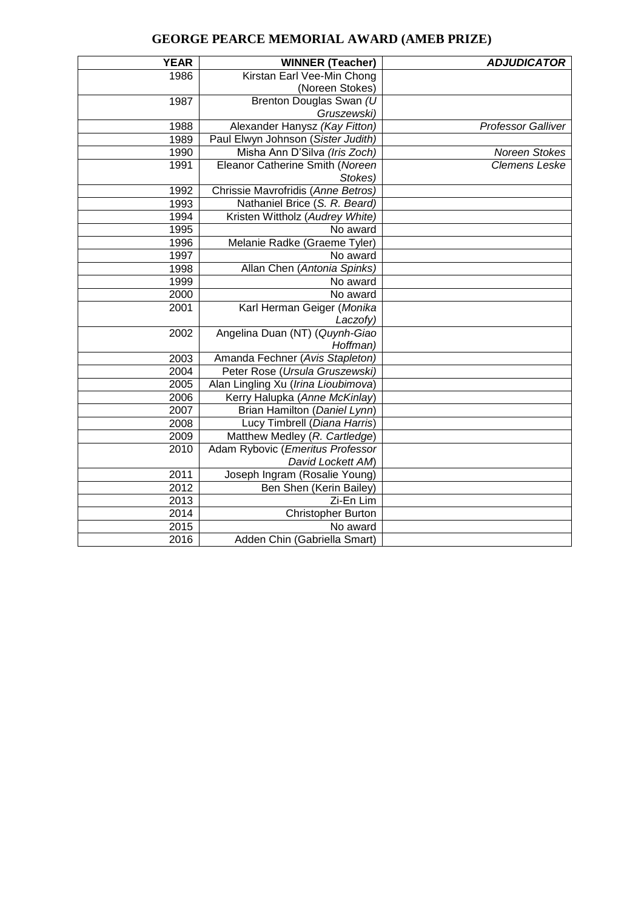# GEORGE PEARCE MEMORIAL AWARD (AMEB PRIZE)

| YEAR | WINNER (Teacher) | *ADJUDICATOR* |
|---|---|---|
| 1986 | Kirstan Earl Vee-Min Chong (Noreen Stokes) | |
| 1987 | Brenton Douglas Swan *(U Gruszewski)* | |
| 1988 | Alexander Hanysz *(Kay Fitton)* | *Professor Galliver* |
| 1989 | Paul Elwyn Johnson (*Sister Judith)* | |
| 1990 | Misha Ann D'Silva *(Iris Zoch)* | *Noreen Stokes* |
| 1991 | Eleanor Catherine Smith (*Noreen Stokes)* | *Clemens Leske* |
| 1992 | Chrissie Mavrofridis (*Anne Betros)* | |
| 1993 | Nathaniel Brice (*S. R. Beard)* | |
| 1994 | Kristen Wittholz (*Audrey White)* | |
| 1995 | No award | |
| 1996 | Melanie Radke (Graeme Tyler) | |
| 1997 | No award | |
| 1998 | Allan Chen (*Antonia Spinks)* | |
| 1999 | No award | |
| 2000 | No award | |
| 2001 | Karl Herman Geiger (*Monika Laczofy)* | |
| 2002 | Angelina Duan (NT) (*Quynh-Giao Hoffman)* | |
| 2003 | Amanda Fechner (*Avis Stapleton)* | |
| 2004 | Peter Rose (*Ursula Gruszewski)* | |
| 2005 | Alan Lingling Xu (*Irina Lioubimova*) | |
| 2006 | Kerry Halupka (*Anne McKinlay*) | |
| 2007 | Brian Hamilton (*Daniel Lynn*) | |
| 2008 | Lucy Timbrell (*Diana Harris*) | |
| 2009 | Matthew Medley (*R. Cartledge*) | |
| 2010 | Adam Rybovic (*Emeritus Professor David Lockett AM*) | |
| 2011 | Joseph Ingram (Rosalie Young) | |
| 2012 | Ben Shen (Kerin Bailey) | |
| 2013 | Zi-En Lim | |
| 2014 | Christopher Burton | |
| 2015 | No award | |
| 2016 | Adden Chin (Gabriella Smart) | |